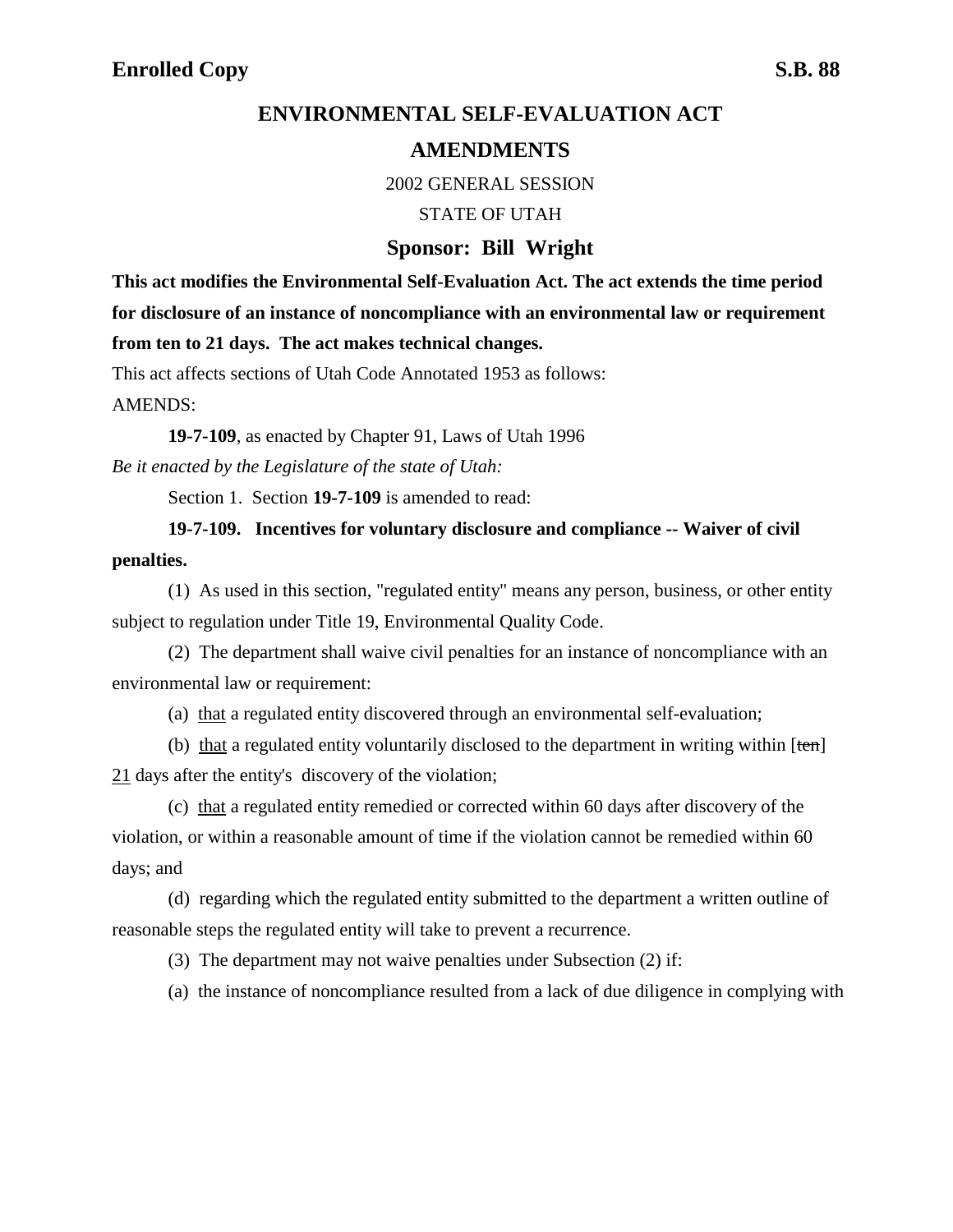**Enrolled Copy** **S.B. 88**

# ENVIRONMENTAL SELF-EVALUATION ACT AMENDMENTS

2002 GENERAL SESSION

STATE OF UTAH

## Sponsor: Bill Wright

**This act modifies the Environmental Self-Evaluation Act. The act extends the time period for disclosure of an instance of noncompliance with an environmental law or requirement from ten to 21 days. The act makes technical changes.**

This act affects sections of Utah Code Annotated 1953 as follows:

AMENDS:

**19-7-109**, as enacted by Chapter 91, Laws of Utah 1996

*Be it enacted by the Legislature of the state of Utah:*

Section 1. Section **19-7-109** is amended to read:

**19-7-109. Incentives for voluntary disclosure and compliance -- Waiver of civil penalties.**

(1) As used in this section, "regulated entity" means any person, business, or other entity subject to regulation under Title 19, Environmental Quality Code.

(2) The department shall waive civil penalties for an instance of noncompliance with an environmental law or requirement:

(a) <u>that</u> a regulated entity discovered through an environmental self-evaluation;

(b) <u>that</u> a regulated entity voluntarily disclosed to the department in writing within [~~ten~~] <u>21</u> days after the entity's discovery of the violation;

(c) <u>that</u> a regulated entity remedied or corrected within 60 days after discovery of the violation, or within a reasonable amount of time if the violation cannot be remedied within 60 days; and

(d) regarding which the regulated entity submitted to the department a written outline of reasonable steps the regulated entity will take to prevent a recurrence.

(3) The department may not waive penalties under Subsection (2) if:

(a) the instance of noncompliance resulted from a lack of due diligence in complying with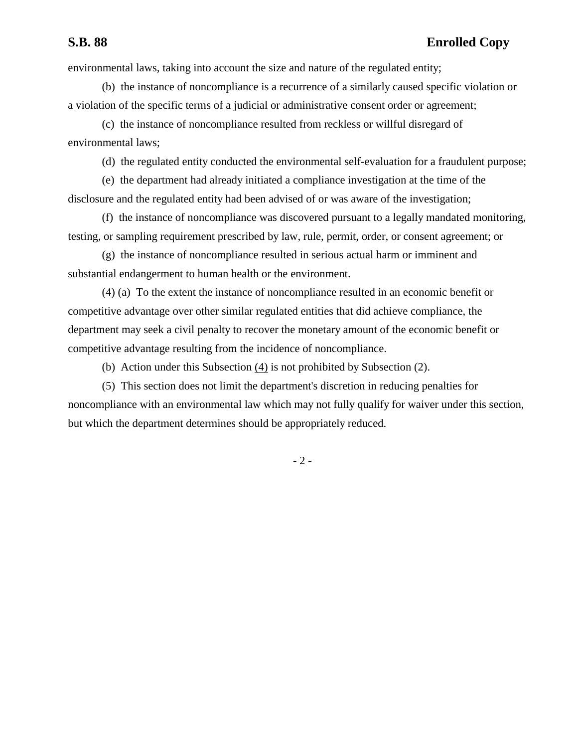environmental laws, taking into account the size and nature of the regulated entity;

(b) the instance of noncompliance is a recurrence of a similarly caused specific violation or a violation of the specific terms of a judicial or administrative consent order or agreement;

(c) the instance of noncompliance resulted from reckless or willful disregard of environmental laws;

(d) the regulated entity conducted the environmental self-evaluation for a fraudulent purpose;

(e) the department had already initiated a compliance investigation at the time of the disclosure and the regulated entity had been advised of or was aware of the investigation;

(f) the instance of noncompliance was discovered pursuant to a legally mandated monitoring, testing, or sampling requirement prescribed by law, rule, permit, order, or consent agreement; or

(g) the instance of noncompliance resulted in serious actual harm or imminent and substantial endangerment to human health or the environment.

(4) (a) To the extent the instance of noncompliance resulted in an economic benefit or competitive advantage over other similar regulated entities that did achieve compliance, the department may seek a civil penalty to recover the monetary amount of the economic benefit or competitive advantage resulting from the incidence of noncompliance.

(b) Action under this Subsection (4) is not prohibited by Subsection (2).

(5) This section does not limit the department's discretion in reducing penalties for noncompliance with an environmental law which may not fully qualify for waiver under this section, but which the department determines should be appropriately reduced.